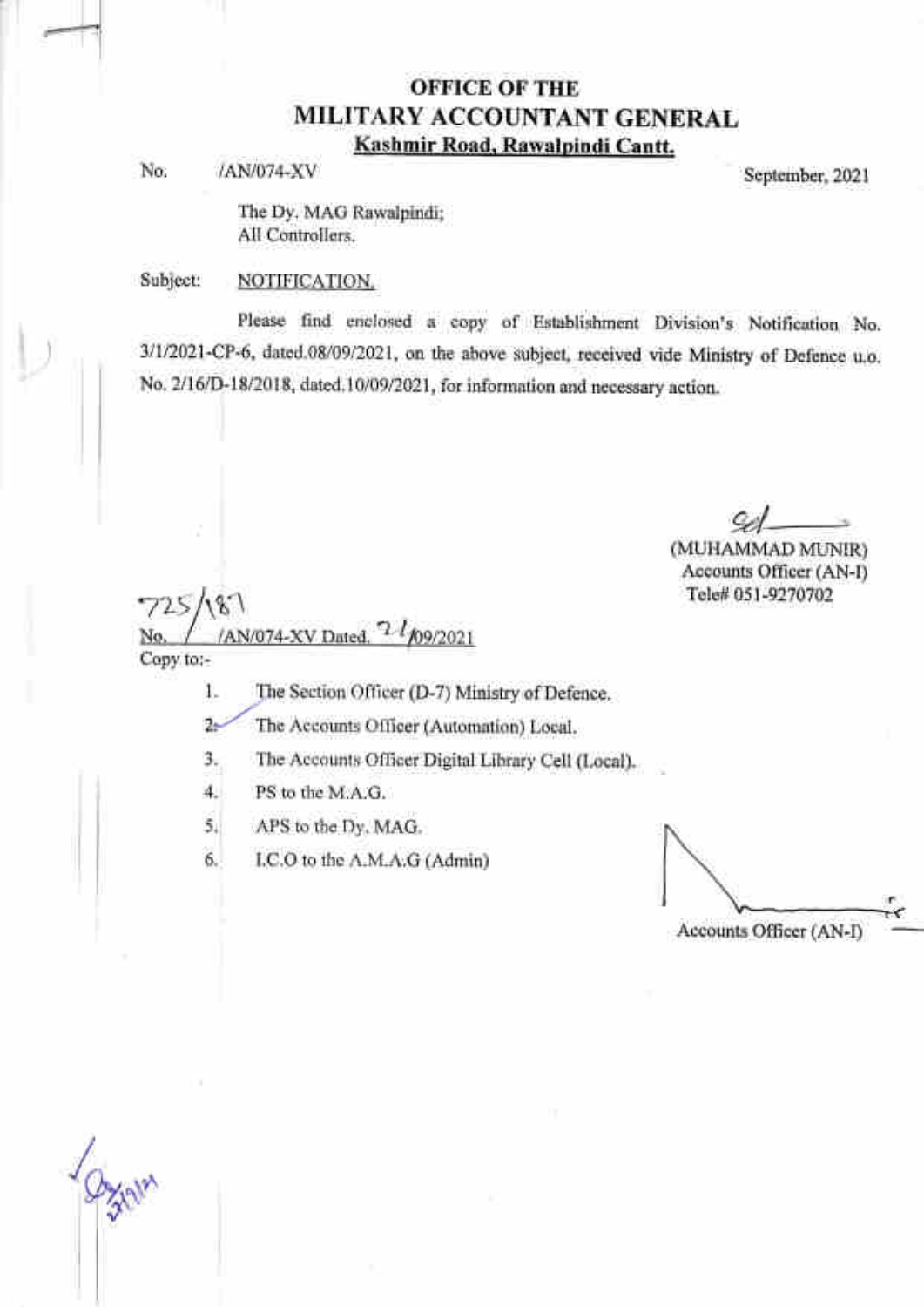# OFFICE OF THE
# MILITARY ACCOUNTANT GENERAL
**Kashmir Road, Rawalpindi Cantt.**

No. /AN/074-XV September, 2021

The Dy. MAG Rawalpindi;
All Controllers.

Subject: NOTIFICATION.

Please find enclosed a copy of Establishment Division's Notification No. 3/1/2021-CP-6, dated.08/09/2021, on the above subject, received vide Ministry of Defence u.o. No. 2/16/D-18/2018, dated.10/09/2021, for information and necessary action.

Sd/-
(MUHAMMAD MUNIR)
Accounts Officer (AN-I)
Tele# 051-9270702

No. 725/187 /AN/074-XV Dated. 21/09/2021

Copy to:-

1. The Section Officer (D-7) Ministry of Defence.
2. The Accounts Officer (Automation) Local.
3. The Accounts Officer Digital Library Cell (Local).
4. PS to the M.A.G.
5. APS to the Dy. MAG.
6. I.C.O to the A.M.A.G (Admin)

Accounts Officer (AN-I)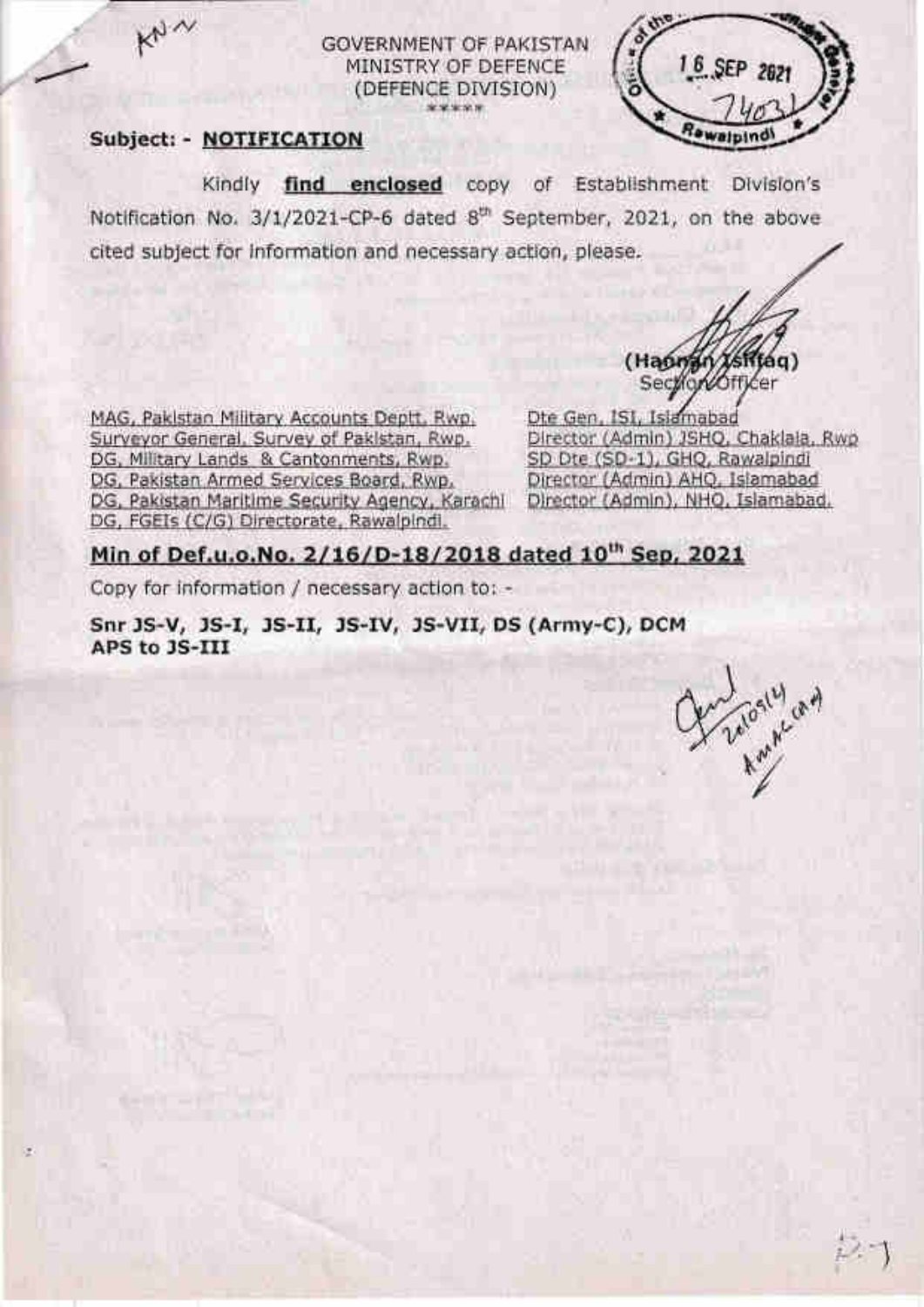GOVERNMENT OF PAKISTAN
MINISTRY OF DEFENCE
(DEFENCE DIVISION)
*****

**Subject: - NOTIFICATION**

Kindly **find enclosed** copy of Establishment Division's Notification No. 3/1/2021-CP-6 dated 8th September, 2021, on the above cited subject for information and necessary action, please.

(Hannan Ishtiaq)
Section Officer

MAG, Pakistan Military Accounts Deptt. Rwp.
Surveyor General, Survey of Pakistan, Rwp.
DG, Military Lands & Cantonments, Rwp.
DG, Pakistan Armed Services Board, Rwp.
DG, Pakistan Maritime Security Agency, Karachi
DG, FGEIs (C/G) Directorate, Rawalpindi.
Dte Gen, ISI, Islamabad
Director (Admin) JSHQ, Chaklala, Rwp
SD Dte (SD-1), GHQ, Rawalpindi
Director (Admin) AHQ, Islamabad
Director (Admin), NHQ, Islamabad.

**Min of Def.u.o.No. 2/16/D-18/2018 dated 10th Sep, 2021**

Copy for information / necessary action to: -

**Snr JS-V, JS-I, JS-II, JS-IV, JS-VII, DS (Army-C), DCM**
**APS to JS-III**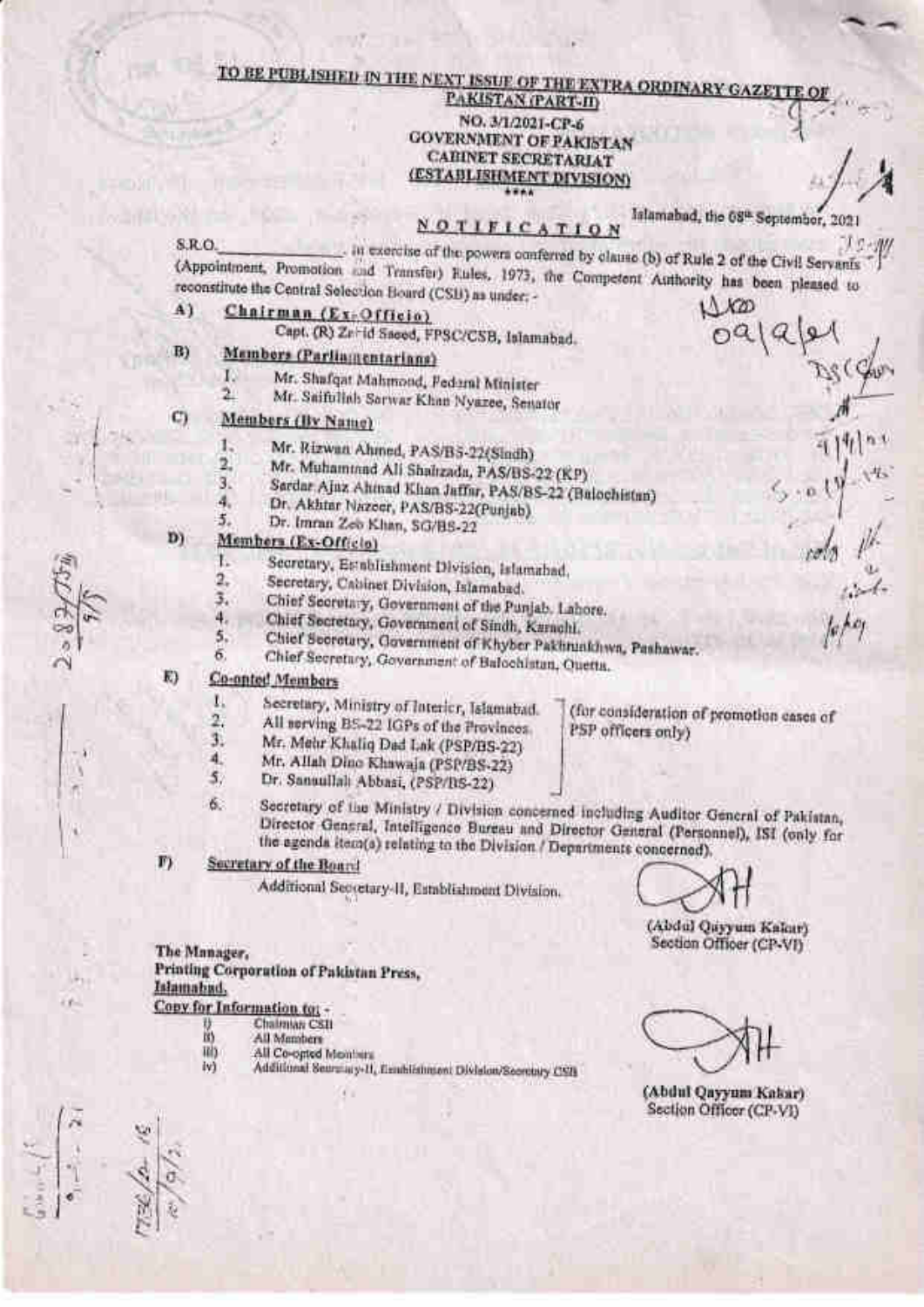TO BE PUBLISHED IN THE NEXT ISSUE OF THE EXTRA ORDINARY GAZETTE OF PAKISTAN (PART-II)

NO. 3/1/2021-CP-6
GOVERNMENT OF PAKISTAN
CABINET SECRETARIAT
(ESTABLISHMENT DIVISION)

\*\*\*\*

Islamabad, the 08th September, 2021

## NOTIFICATION

S.R.O.\_\_\_\_\_\_\_\_\_\_\_\_\_\_. In exercise of the powers conferred by clause (b) of Rule 2 of the Civil Servants (Appointment, Promotion and Transfer) Rules, 1973, the Competent Authority has been pleased to reconstitute the Central Selection Board (CSB) as under: -

A) **Chairman (Ex-Officio)**

Capt. (R) Zahid Saeed, FPSC/CSB, Islamabad.

B) **Members (Parliamentarians)**

1. Mr. Shafqat Mahmood, Federal Minister
2. Mr. Saifullah Sarwar Khan Nyazee, Senator

C) **Members (By Name)**

1. Mr. Rizwan Ahmed, PAS/BS-22(Sindh)
2. Mr. Muhammad Ali Shahzada, PAS/BS-22 (KP)
3. Sardar Ajaz Ahmad Khan Jaffar, PAS/BS-22 (Balochistan)
4. Dr. Akhtar Nazeer, PAS/BS-22(Punjab)
5. Dr. Imran Zeb Khan, SG/BS-22

D) **Members (Ex-Officio)**

1. Secretary, Establishment Division, Islamabad.
2. Secretary, Cabinet Division, Islamabad.
3. Chief Secretary, Government of the Punjab, Lahore.
4. Chief Secretary, Government of Sindh, Karachi.
5. Chief Secretary, Government of Khyber Pakhtunkhwa, Peshawar.
6. Chief Secretary, Government of Balochistan, Quetta.

E) **Co-opted Members**

1. Secretary, Ministry of Interior, Islamabad.
2. All serving BS-22 IGPs of the Provinces.
3. Mr. Mehr Khaliq Dad Lak (PSP/BS-22)
4. Mr. Allah Dino Khawaja (PSP/BS-22)
5. Dr. Sanaullah Abbasi, (PSP/BS-22)

(for consideration of promotion cases of PSP officers only)

6. Secretary of the Ministry / Division concerned including Auditor General of Pakistan, Director General, Intelligence Bureau and Director General (Personnel), ISI (only for the agenda item(s) relating to the Division / Departments concerned).

F) **Secretary of the Board**

Additional Secretary-II, Establishment Division.

(Abdul Qayyum Kakar)
Section Officer (CP-VI)

The Manager,
Printing Corporation of Pakistan Press,
Islamabad.

**Copy for Information to: -**

i) Chairman CSB
ii) All Members
iii) All Co-opted Members
iv) Additional Secretary-II, Establishment Division/Secretary CSB

(Abdul Qayyum Kakar)
Section Officer (CP-VI)